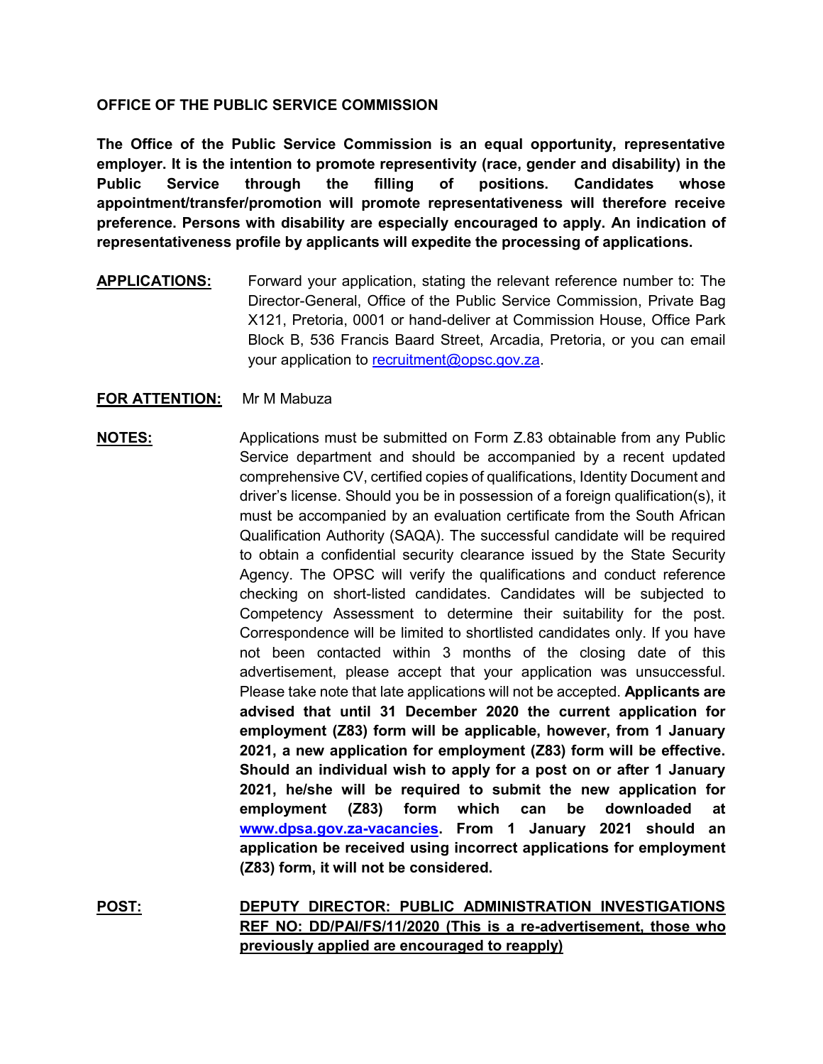# OFFICE OF THE PUBLIC SERVICE COMMISSION

**The Office of the Public Service Commission is an equal opportunity, representative employer. It is the intention to promote representivity (race, gender and disability) in the Public Service through the filling of positions. Candidates whose appointment/transfer/promotion will promote representativeness will therefore receive preference. Persons with disability are especially encouraged to apply. An indication of representativeness profile by applicants will expedite the processing of applications.**

**APPLICATIONS:** Forward your application, stating the relevant reference number to: The Director-General, Office of the Public Service Commission, Private Bag X121, Pretoria, 0001 or hand-deliver at Commission House, Office Park Block B, 536 Francis Baard Street, Arcadia, Pretoria, or you can email your application to recruitment@opsc.gov.za.

**FOR ATTENTION:** Mr M Mabuza

**NOTES:** Applications must be submitted on Form Z.83 obtainable from any Public Service department and should be accompanied by a recent updated comprehensive CV, certified copies of qualifications, Identity Document and driver's license. Should you be in possession of a foreign qualification(s), it must be accompanied by an evaluation certificate from the South African Qualification Authority (SAQA). The successful candidate will be required to obtain a confidential security clearance issued by the State Security Agency. The OPSC will verify the qualifications and conduct reference checking on short-listed candidates. Candidates will be subjected to Competency Assessment to determine their suitability for the post. Correspondence will be limited to shortlisted candidates only. If you have not been contacted within 3 months of the closing date of this advertisement, please accept that your application was unsuccessful. Please take note that late applications will not be accepted. **Applicants are advised that until 31 December 2020 the current application for employment (Z83) form will be applicable, however, from 1 January 2021, a new application for employment (Z83) form will be effective. Should an individual wish to apply for a post on or after 1 January 2021, he/she will be required to submit the new application for employment (Z83) form which can be downloaded at www.dpsa.gov.za-vacancies. From 1 January 2021 should an application be received using incorrect applications for employment (Z83) form, it will not be considered.**

**POST:** **DEPUTY DIRECTOR: PUBLIC ADMINISTRATION INVESTIGATIONS REF NO: DD/PAI/FS/11/2020 (This is a re-advertisement, those who previously applied are encouraged to reapply)**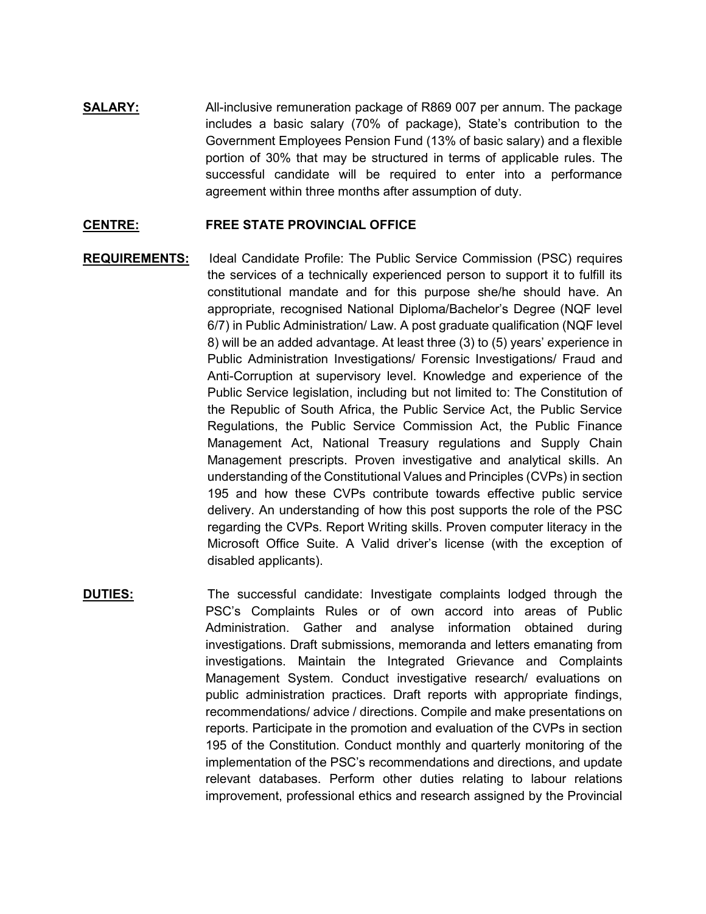**SALARY:** All-inclusive remuneration package of R869 007 per annum. The package includes a basic salary (70% of package), State's contribution to the Government Employees Pension Fund (13% of basic salary) and a flexible portion of 30% that may be structured in terms of applicable rules. The successful candidate will be required to enter into a performance agreement within three months after assumption of duty.

**CENTRE:** **FREE STATE PROVINCIAL OFFICE**

**REQUIREMENTS:** Ideal Candidate Profile: The Public Service Commission (PSC) requires the services of a technically experienced person to support it to fulfill its constitutional mandate and for this purpose she/he should have. An appropriate, recognised National Diploma/Bachelor's Degree (NQF level 6/7) in Public Administration/ Law. A post graduate qualification (NQF level 8) will be an added advantage. At least three (3) to (5) years' experience in Public Administration Investigations/ Forensic Investigations/ Fraud and Anti-Corruption at supervisory level. Knowledge and experience of the Public Service legislation, including but not limited to: The Constitution of the Republic of South Africa, the Public Service Act, the Public Service Regulations, the Public Service Commission Act, the Public Finance Management Act, National Treasury regulations and Supply Chain Management prescripts. Proven investigative and analytical skills. An understanding of the Constitutional Values and Principles (CVPs) in section 195 and how these CVPs contribute towards effective public service delivery. An understanding of how this post supports the role of the PSC regarding the CVPs. Report Writing skills. Proven computer literacy in the Microsoft Office Suite. A Valid driver's license (with the exception of disabled applicants).

**DUTIES:** The successful candidate: Investigate complaints lodged through the PSC's Complaints Rules or of own accord into areas of Public Administration. Gather and analyse information obtained during investigations. Draft submissions, memoranda and letters emanating from investigations. Maintain the Integrated Grievance and Complaints Management System. Conduct investigative research/ evaluations on public administration practices. Draft reports with appropriate findings, recommendations/ advice / directions. Compile and make presentations on reports. Participate in the promotion and evaluation of the CVPs in section 195 of the Constitution. Conduct monthly and quarterly monitoring of the implementation of the PSC's recommendations and directions, and update relevant databases. Perform other duties relating to labour relations improvement, professional ethics and research assigned by the Provincial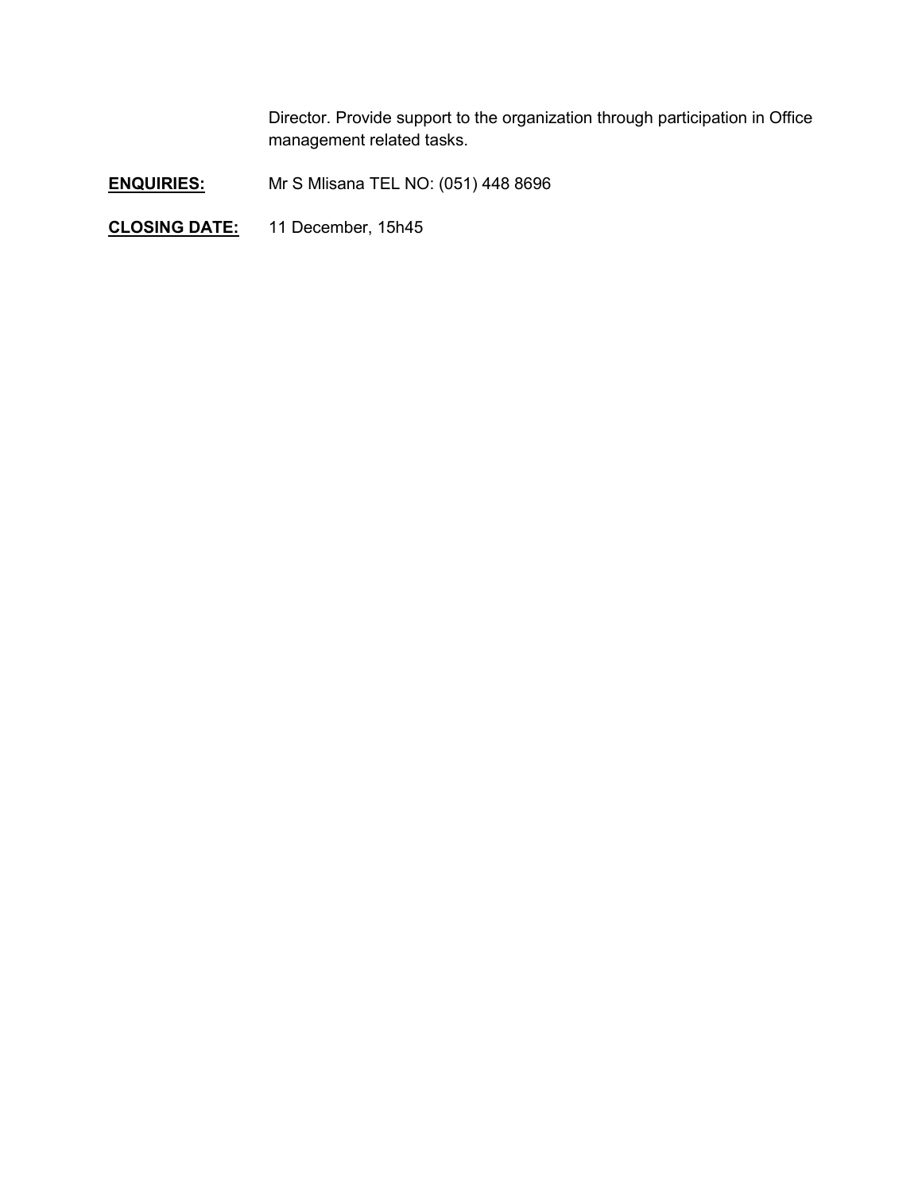Director. Provide support to the organization through participation in Office management related tasks.

**ENQUIRIES:** Mr S Mlisana TEL NO: (051) 448 8696

**CLOSING DATE:** 11 December, 15h45